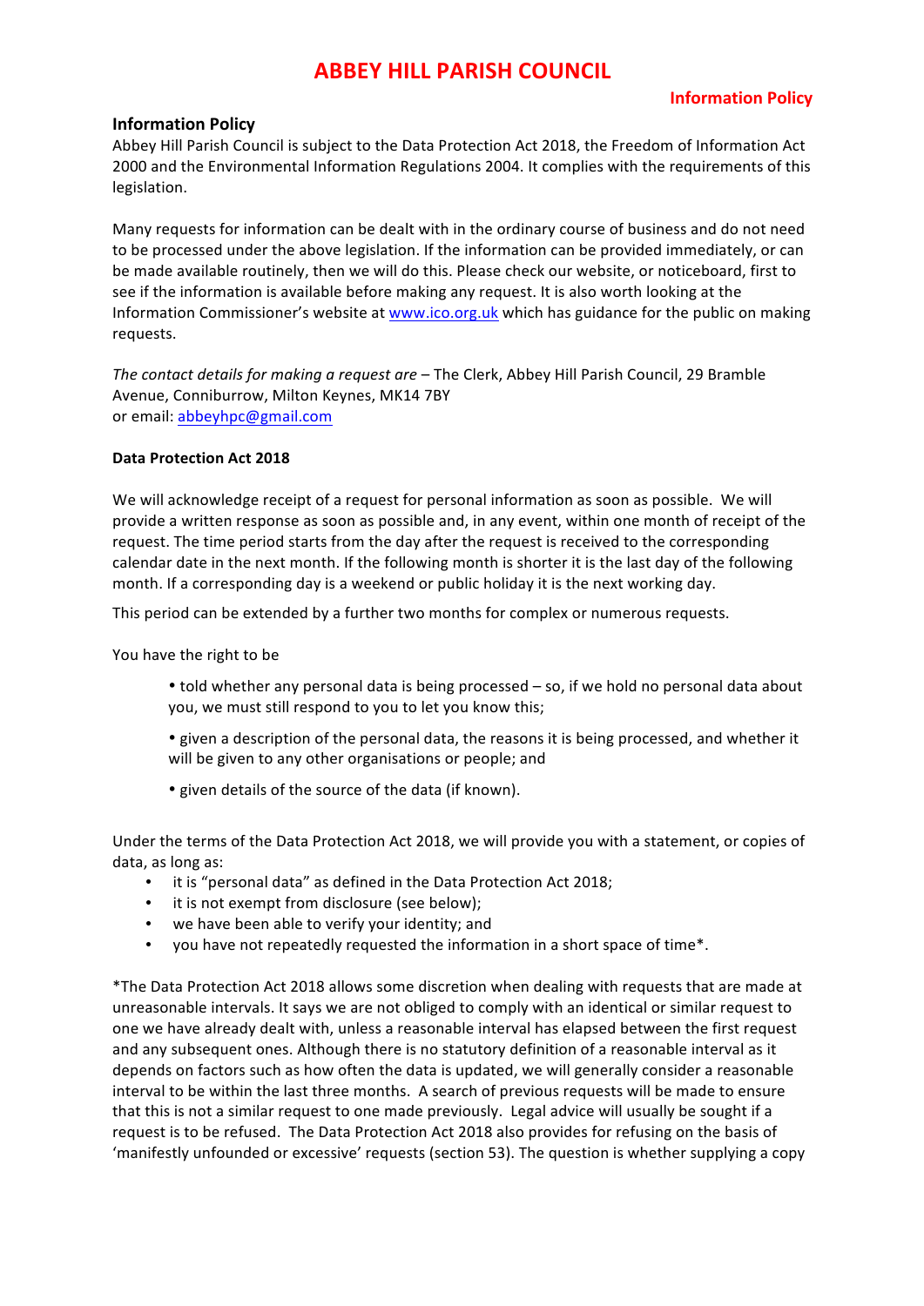# ABBEY HILL PARISH COUNCIL

**Information Policy**

## Information Policy

Abbey Hill Parish Council is subject to the Data Protection Act 2018, the Freedom of Information Act 2000 and the Environmental Information Regulations 2004. It complies with the requirements of this legislation.

Many requests for information can be dealt with in the ordinary course of business and do not need to be processed under the above legislation. If the information can be provided immediately, or can be made available routinely, then we will do this. Please check our website, or noticeboard, first to see if the information is available before making any request. It is also worth looking at the Information Commissioner's website at www.ico.org.uk which has guidance for the public on making requests.

*The contact details for making a request are* – The Clerk, Abbey Hill Parish Council, 29 Bramble Avenue, Conniburrow, Milton Keynes, MK14 7BY
or email: abbeyhpc@gmail.com

### Data Protection Act 2018

We will acknowledge receipt of a request for personal information as soon as possible. We will provide a written response as soon as possible and, in any event, within one month of receipt of the request. The time period starts from the day after the request is received to the corresponding calendar date in the next month. If the following month is shorter it is the last day of the following month. If a corresponding day is a weekend or public holiday it is the next working day.

This period can be extended by a further two months for complex or numerous requests.

You have the right to be

- told whether any personal data is being processed – so, if we hold no personal data about you, we must still respond to you to let you know this;
- given a description of the personal data, the reasons it is being processed, and whether it will be given to any other organisations or people; and
- given details of the source of the data (if known).

Under the terms of the Data Protection Act 2018, we will provide you with a statement, or copies of data, as long as:

- it is "personal data" as defined in the Data Protection Act 2018;
- it is not exempt from disclosure (see below);
- we have been able to verify your identity; and
- you have not repeatedly requested the information in a short space of time*.

*The Data Protection Act 2018 allows some discretion when dealing with requests that are made at unreasonable intervals. It says we are not obliged to comply with an identical or similar request to one we have already dealt with, unless a reasonable interval has elapsed between the first request and any subsequent ones. Although there is no statutory definition of a reasonable interval as it depends on factors such as how often the data is updated, we will generally consider a reasonable interval to be within the last three months. A search of previous requests will be made to ensure that this is not a similar request to one made previously. Legal advice will usually be sought if a request is to be refused. The Data Protection Act 2018 also provides for refusing on the basis of 'manifestly unfounded or excessive' requests (section 53). The question is whether supplying a copy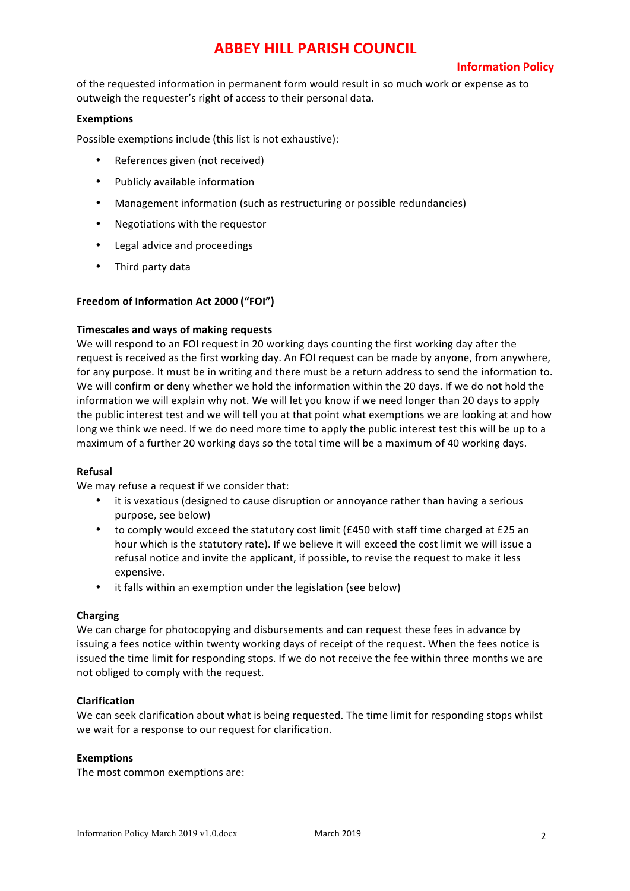of the requested information in permanent form would result in so much work or expense as to outweigh the requester's right of access to their personal data.

**Exemptions**

Possible exemptions include (this list is not exhaustive):

- References given (not received)
- Publicly available information
- Management information (such as restructuring or possible redundancies)
- Negotiations with the requestor
- Legal advice and proceedings
- Third party data

**Freedom of Information Act 2000 ("FOI")**

**Timescales and ways of making requests**

We will respond to an FOI request in 20 working days counting the first working day after the request is received as the first working day. An FOI request can be made by anyone, from anywhere, for any purpose. It must be in writing and there must be a return address to send the information to. We will confirm or deny whether we hold the information within the 20 days. If we do not hold the information we will explain why not. We will let you know if we need longer than 20 days to apply the public interest test and we will tell you at that point what exemptions we are looking at and how long we think we need. If we do need more time to apply the public interest test this will be up to a maximum of a further 20 working days so the total time will be a maximum of 40 working days.

**Refusal**

We may refuse a request if we consider that:

- it is vexatious (designed to cause disruption or annoyance rather than having a serious purpose, see below)
- to comply would exceed the statutory cost limit (£450 with staff time charged at £25 an hour which is the statutory rate). If we believe it will exceed the cost limit we will issue a refusal notice and invite the applicant, if possible, to revise the request to make it less expensive.
- it falls within an exemption under the legislation (see below)

**Charging**

We can charge for photocopying and disbursements and can request these fees in advance by issuing a fees notice within twenty working days of receipt of the request. When the fees notice is issued the time limit for responding stops. If we do not receive the fee within three months we are not obliged to comply with the request.

**Clarification**

We can seek clarification about what is being requested. The time limit for responding stops whilst we wait for a response to our request for clarification.

**Exemptions**

The most common exemptions are: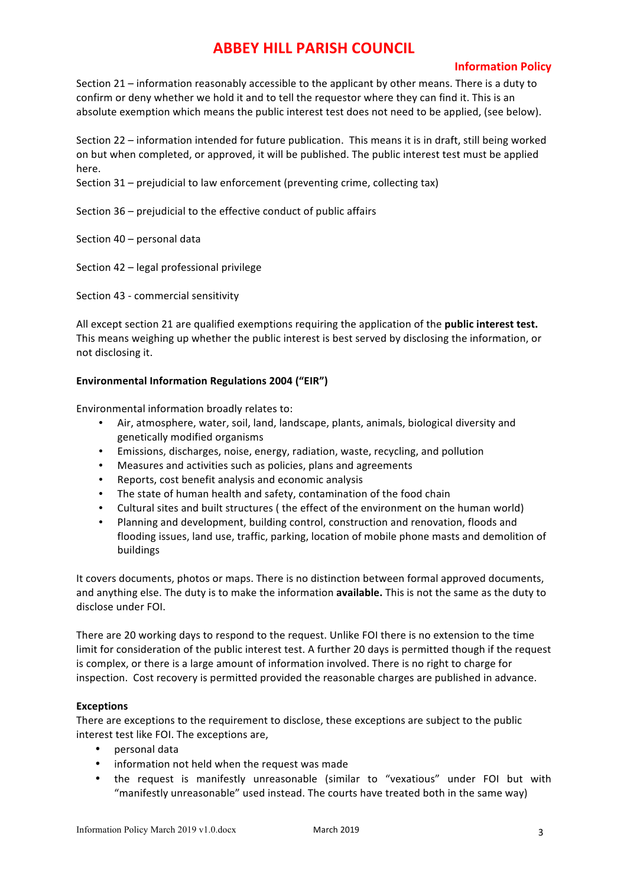Section 21 – information reasonably accessible to the applicant by other means. There is a duty to confirm or deny whether we hold it and to tell the requestor where they can find it. This is an absolute exemption which means the public interest test does not need to be applied, (see below).

Section 22 – information intended for future publication. This means it is in draft, still being worked on but when completed, or approved, it will be published. The public interest test must be applied here.

Section 31 – prejudicial to law enforcement (preventing crime, collecting tax)

Section 36 – prejudicial to the effective conduct of public affairs

Section 40 – personal data

Section 42 – legal professional privilege

Section 43 - commercial sensitivity

All except section 21 are qualified exemptions requiring the application of the **public interest test.** This means weighing up whether the public interest is best served by disclosing the information, or not disclosing it.

**Environmental Information Regulations 2004 ("EIR")**

Environmental information broadly relates to:

- Air, atmosphere, water, soil, land, landscape, plants, animals, biological diversity and genetically modified organisms
- Emissions, discharges, noise, energy, radiation, waste, recycling, and pollution
- Measures and activities such as policies, plans and agreements
- Reports, cost benefit analysis and economic analysis
- The state of human health and safety, contamination of the food chain
- Cultural sites and built structures ( the effect of the environment on the human world)
- Planning and development, building control, construction and renovation, floods and flooding issues, land use, traffic, parking, location of mobile phone masts and demolition of buildings

It covers documents, photos or maps. There is no distinction between formal approved documents, and anything else. The duty is to make the information **available.** This is not the same as the duty to disclose under FOI.

There are 20 working days to respond to the request. Unlike FOI there is no extension to the time limit for consideration of the public interest test. A further 20 days is permitted though if the request is complex, or there is a large amount of information involved. There is no right to charge for inspection. Cost recovery is permitted provided the reasonable charges are published in advance.

**Exceptions**

There are exceptions to the requirement to disclose, these exceptions are subject to the public interest test like FOI. The exceptions are,

- personal data
- information not held when the request was made
- the request is manifestly unreasonable (similar to "vexatious" under FOI but with "manifestly unreasonable" used instead. The courts have treated both in the same way)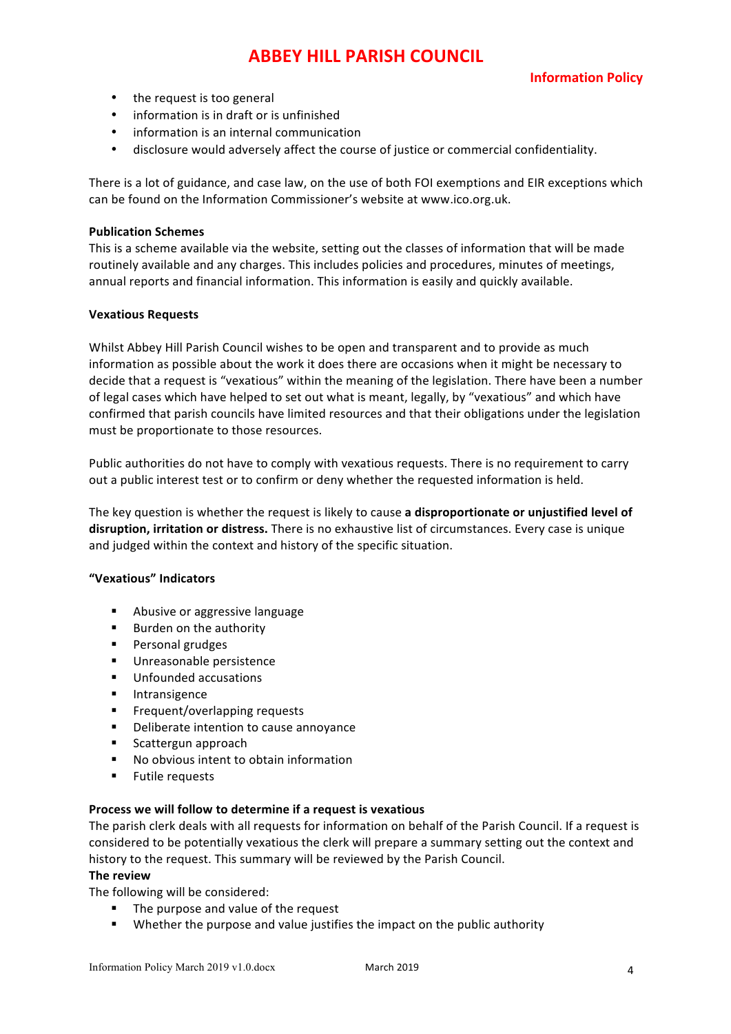- the request is too general
- information is in draft or is unfinished
- information is an internal communication
- disclosure would adversely affect the course of justice or commercial confidentiality.

There is a lot of guidance, and case law, on the use of both FOI exemptions and EIR exceptions which can be found on the Information Commissioner's website at www.ico.org.uk.

**Publication Schemes**
This is a scheme available via the website, setting out the classes of information that will be made routinely available and any charges. This includes policies and procedures, minutes of meetings, annual reports and financial information. This information is easily and quickly available.

**Vexatious Requests**

Whilst Abbey Hill Parish Council wishes to be open and transparent and to provide as much information as possible about the work it does there are occasions when it might be necessary to decide that a request is "vexatious" within the meaning of the legislation. There have been a number of legal cases which have helped to set out what is meant, legally, by "vexatious" and which have confirmed that parish councils have limited resources and that their obligations under the legislation must be proportionate to those resources.

Public authorities do not have to comply with vexatious requests. There is no requirement to carry out a public interest test or to confirm or deny whether the requested information is held.

The key question is whether the request is likely to cause **a disproportionate or unjustified level of disruption, irritation or distress.** There is no exhaustive list of circumstances. Every case is unique and judged within the context and history of the specific situation.

**"Vexatious" Indicators**

- Abusive or aggressive language
- Burden on the authority
- Personal grudges
- Unreasonable persistence
- Unfounded accusations
- Intransigence
- Frequent/overlapping requests
- Deliberate intention to cause annoyance
- Scattergun approach
- No obvious intent to obtain information
- Futile requests

**Process we will follow to determine if a request is vexatious**
The parish clerk deals with all requests for information on behalf of the Parish Council. If a request is considered to be potentially vexatious the clerk will prepare a summary setting out the context and history to the request. This summary will be reviewed by the Parish Council.

**The review**
The following will be considered:

- The purpose and value of the request
- Whether the purpose and value justifies the impact on the public authority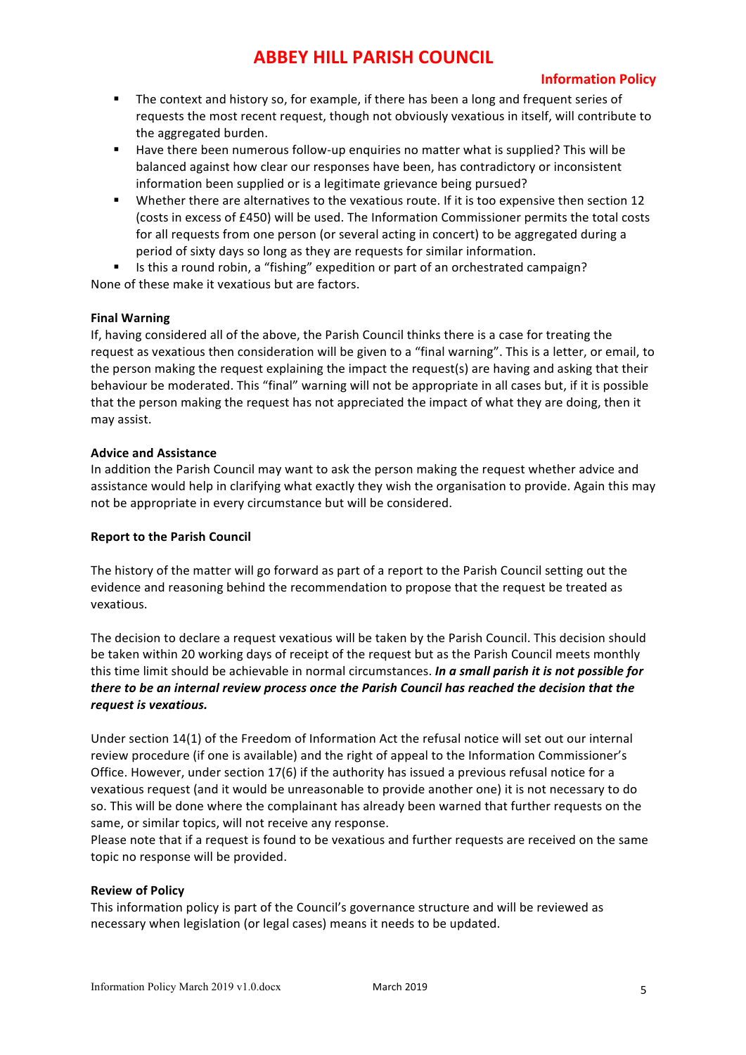- The context and history so, for example, if there has been a long and frequent series of requests the most recent request, though not obviously vexatious in itself, will contribute to the aggregated burden.
- Have there been numerous follow-up enquiries no matter what is supplied? This will be balanced against how clear our responses have been, has contradictory or inconsistent information been supplied or is a legitimate grievance being pursued?
- Whether there are alternatives to the vexatious route. If it is too expensive then section 12 (costs in excess of £450) will be used. The Information Commissioner permits the total costs for all requests from one person (or several acting in concert) to be aggregated during a period of sixty days so long as they are requests for similar information.
- Is this a round robin, a "fishing" expedition or part of an orchestrated campaign?

None of these make it vexatious but are factors.

**Final Warning**

If, having considered all of the above, the Parish Council thinks there is a case for treating the request as vexatious then consideration will be given to a "final warning". This is a letter, or email, to the person making the request explaining the impact the request(s) are having and asking that their behaviour be moderated. This "final" warning will not be appropriate in all cases but, if it is possible that the person making the request has not appreciated the impact of what they are doing, then it may assist.

**Advice and Assistance**

In addition the Parish Council may want to ask the person making the request whether advice and assistance would help in clarifying what exactly they wish the organisation to provide. Again this may not be appropriate in every circumstance but will be considered.

**Report to the Parish Council**

The history of the matter will go forward as part of a report to the Parish Council setting out the evidence and reasoning behind the recommendation to propose that the request be treated as vexatious.

The decision to declare a request vexatious will be taken by the Parish Council. This decision should be taken within 20 working days of receipt of the request but as the Parish Council meets monthly this time limit should be achievable in normal circumstances. ***In a small parish it is not possible for there to be an internal review process once the Parish Council has reached the decision that the request is vexatious.***

Under section 14(1) of the Freedom of Information Act the refusal notice will set out our internal review procedure (if one is available) and the right of appeal to the Information Commissioner's Office. However, under section 17(6) if the authority has issued a previous refusal notice for a vexatious request (and it would be unreasonable to provide another one) it is not necessary to do so. This will be done where the complainant has already been warned that further requests on the same, or similar topics, will not receive any response.

Please note that if a request is found to be vexatious and further requests are received on the same topic no response will be provided.

**Review of Policy**

This information policy is part of the Council's governance structure and will be reviewed as necessary when legislation (or legal cases) means it needs to be updated.